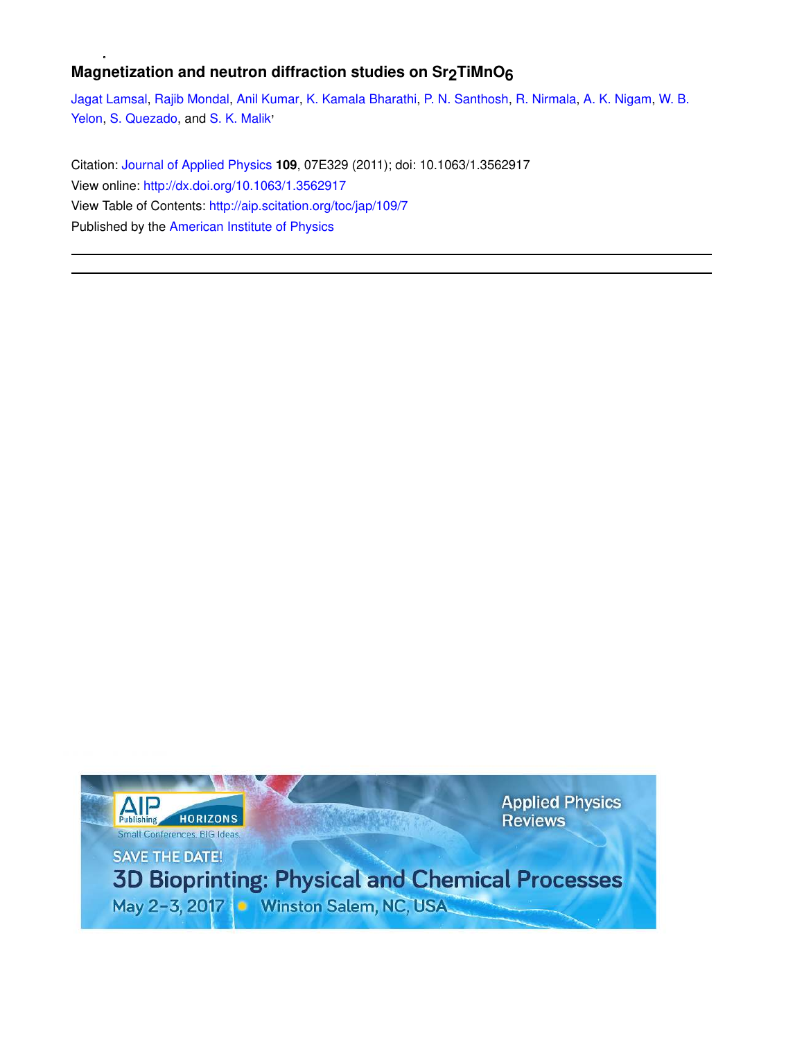# Magnetization and neutron diffraction studies on $Sr_2TiMnO_6$

Jagat Lamsal, Rajib Mondal, Anil Kumar, K. Kamala Bharathi, P. N. Santhosh, R. Nirmala, A. K. Nigam, W. B. Yelon, S. Quezado, and S. K. Malik'

Citation: Journal of Applied Physics **109**, 07E329 (2011); doi: 10.1063/1.3562917

View online: http://dx.doi.org/10.1063/1.3562917

View Table of Contents: http://aip.scitation.org/toc/jap/109/7

Published by the American Institute of Physics

---

AIP Publishing HORIZONS
Small Conferences. BIG Ideas.

Applied Physics Reviews

SAVE THE DATE!

3D Bioprinting: Physical and Chemical Processes

May 2-3, 2017 • Winston Salem, NC, USA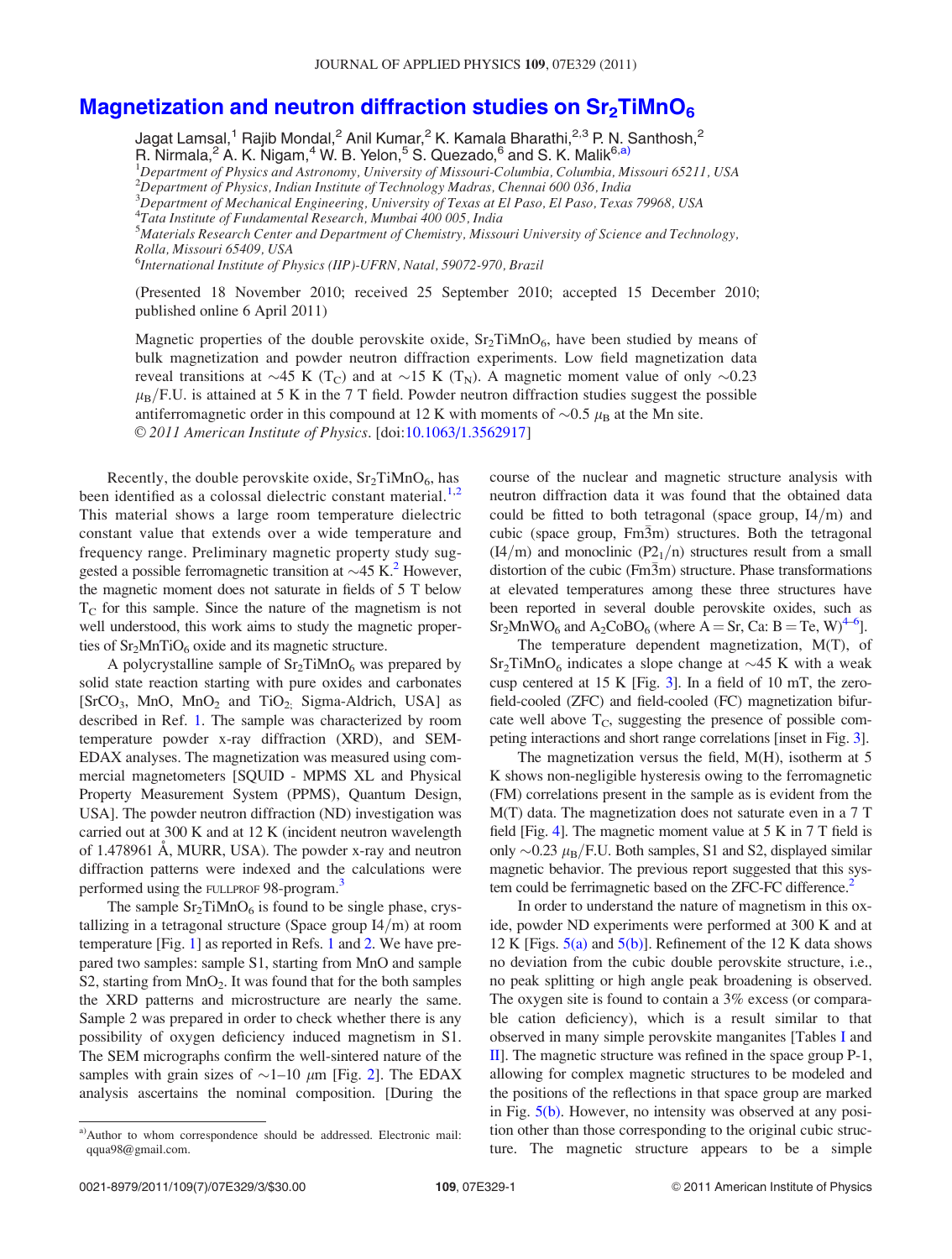# Magnetization and neutron diffraction studies on $Sr_2TiMnO_6$

Jagat Lamsal,[1] Rajib Mondal,[2] Anil Kumar,[2] K. Kamala Bharathi,[2,3] P. N. Santhosh,[2] R. Nirmala,[2] A. K. Nigam,[4] W. B. Yelon,[5] S. Quezado,[6] and S. K. Malik[6,a)]

[1]Department of Physics and Astronomy, University of Missouri-Columbia, Columbia, Missouri 65211, USA
[2]Department of Physics, Indian Institute of Technology Madras, Chennai 600 036, India
[3]Department of Mechanical Engineering, University of Texas at El Paso, El Paso, Texas 79968, USA
[4]Tata Institute of Fundamental Research, Mumbai 400 005, India
[5]Materials Research Center and Department of Chemistry, Missouri University of Science and Technology, Rolla, Missouri 65409, USA
[6]International Institute of Physics (IIP)-UFRN, Natal, 59072-970, Brazil

(Presented 18 November 2010; received 25 September 2010; accepted 15 December 2010; published online 6 April 2011)

Magnetic properties of the double perovskite oxide, $Sr_2TiMnO_6$, have been studied by means of bulk magnetization and powder neutron diffraction experiments. Low field magnetization data reveal transitions at ~45 K ($T_C$) and at ~15 K ($T_N$). A magnetic moment value of only ~0.23 $\mu_B$/F.U. is attained at 5 K in the 7 T field. Powder neutron diffraction studies suggest the possible antiferromagnetic order in this compound at 12 K with moments of ~0.5 $\mu_B$ at the Mn site. © 2011 American Institute of Physics. [doi:10.1063/1.3562917]

Recently, the double perovskite oxide, $Sr_2TiMnO_6$, has been identified as a colossal dielectric constant material.[1,2] This material shows a large room temperature dielectric constant value that extends over a wide temperature and frequency range. Preliminary magnetic property study suggested a possible ferromagnetic transition at ~45 K.[2] However, the magnetic moment does not saturate in fields of 5 T below $T_C$ for this sample. Since the nature of the magnetism is not well understood, this work aims to study the magnetic properties of $Sr_2MnTiO_6$ oxide and its magnetic structure.

A polycrystalline sample of $Sr_2TiMnO_6$ was prepared by solid state reaction starting with pure oxides and carbonates [$SrCO_3$, MnO, $MnO_2$ and $TiO_2$, Sigma-Aldrich, USA] as described in Ref. 1. The sample was characterized by room temperature powder x-ray diffraction (XRD), and SEM-EDAX analyses. The magnetization was measured using commercial magnetometers [SQUID - MPMS XL and Physical Property Measurement System (PPMS), Quantum Design, USA]. The powder neutron diffraction (ND) investigation was carried out at 300 K and at 12 K (incident neutron wavelength of 1.478961 Å, MURR, USA). The powder x-ray and neutron diffraction patterns were indexed and the calculations were performed using the FULLPROF 98-program.[3]

The sample $Sr_2TiMnO_6$ is found to be single phase, crystallizing in a tetragonal structure (Space group I4/m) at room temperature [Fig. 1] as reported in Refs. 1 and 2. We have prepared two samples: sample S1, starting from MnO and sample S2, starting from $MnO_2$. It was found that for the both samples the XRD patterns and microstructure are nearly the same. Sample 2 was prepared in order to check whether there is any possibility of oxygen deficiency induced magnetism in S1. The SEM micrographs confirm the well-sintered nature of the samples with grain sizes of ~1–10 $\mu$m [Fig. 2]. The EDAX analysis ascertains the nominal composition. [During the course of the nuclear and magnetic structure analysis with neutron diffraction data it was found that the obtained data could be fitted to both tetragonal (space group, I4/m) and cubic (space group, $Fm\bar{3}m$) structures. Both the tetragonal (I4/m) and monoclinic ($P2_1/n$) structures result from a small distortion of the cubic ($Fm\bar{3}m$) structure. Phase transformations at elevated temperatures among these three structures have been reported in several double perovskite oxides, such as $Sr_2MnWO_6$ and $A_2CoBO_6$ (where A = Sr, Ca: B = Te, W)[4–6]].

The temperature dependent magnetization, M(T), of $Sr_2TiMnO_6$ indicates a slope change at ~45 K with a weak cusp centered at 15 K [Fig. 3]. In a field of 10 mT, the zero-field-cooled (ZFC) and field-cooled (FC) magnetization bifurcate well above $T_C$, suggesting the presence of possible competing interactions and short range correlations [inset in Fig. 3].

The magnetization versus the field, M(H), isotherm at 5 K shows non-negligible hysteresis owing to the ferromagnetic (FM) correlations present in the sample as is evident from the M(T) data. The magnetization does not saturate even in a 7 T field [Fig. 4]. The magnetic moment value at 5 K in 7 T field is only ~0.23 $\mu_B$/F.U. Both samples, S1 and S2, displayed similar magnetic behavior. The previous report suggested that this system could be ferrimagnetic based on the ZFC-FC difference.[2]

In order to understand the nature of magnetism in this oxide, powder ND experiments were performed at 300 K and at 12 K [Figs. 5(a) and 5(b)]. Refinement of the 12 K data shows no deviation from the cubic double perovskite structure, i.e., no peak splitting or high angle peak broadening is observed. The oxygen site is found to contain a 3% excess (or comparable cation deficiency), which is a result similar to that observed in many simple perovskite manganites [Tables I and II]. The magnetic structure was refined in the space group P-1, allowing for complex magnetic structures to be modeled and the positions of the reflections in that space group are marked in Fig. 5(b). However, no intensity was observed at any position other than those corresponding to the original cubic structure. The magnetic structure appears to be a simple

a)Author to whom correspondence should be addressed. Electronic mail: qqua98@gmail.com.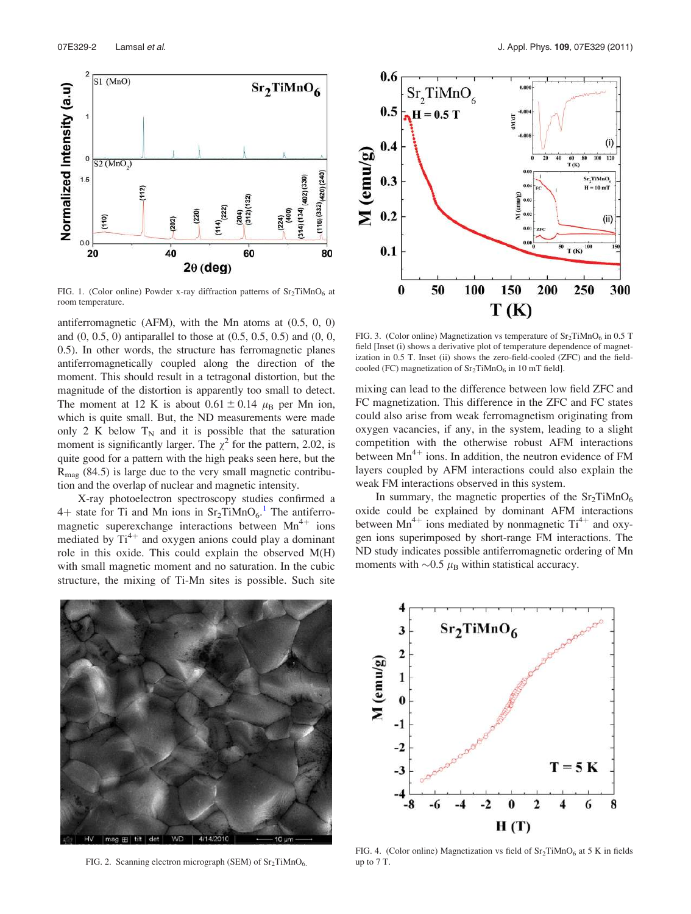FIG. 1. (Color online) Powder x-ray diffraction patterns of $Sr_2TiMnO_6$ at room temperature.

antiferromagnetic (AFM), with the Mn atoms at (0.5, 0, 0) and (0, 0.5, 0) antiparallel to those at (0.5, 0.5, 0.5) and (0, 0, 0.5). In other words, the structure has ferromagnetic planes antiferromagnetically coupled along the direction of the moment. This should result in a tetragonal distortion, but the magnitude of the distortion is apparently too small to detect. The moment at 12 K is about $0.61 \pm 0.14$ $\mu_B$ per Mn ion, which is quite small. But, the ND measurements were made only 2 K below $T_N$ and it is possible that the saturation moment is significantly larger. The $\chi^2$ for the pattern, 2.02, is quite good for a pattern with the high peaks seen here, but the $R_{mag}$ (84.5) is large due to the very small magnetic contribution and the overlap of nuclear and magnetic intensity.

X-ray photoelectron spectroscopy studies confirmed a 4+ state for Ti and Mn ions in $Sr_2TiMnO_6$.[1] The antiferromagnetic superexchange interactions between $Mn^{4+}$ ions mediated by $Ti^{4+}$ and oxygen anions could play a dominant role in this oxide. This could explain the observed M(H) with small magnetic moment and no saturation. In the cubic structure, the mixing of Ti-Mn sites is possible. Such site mixing can lead to the difference between low field ZFC and FC magnetization. This difference in the ZFC and FC states could also arise from weak ferromagnetism originating from oxygen vacancies, if any, in the system, leading to a slight competition with the otherwise robust AFM interactions between $Mn^{4+}$ ions. In addition, the neutron evidence of FM layers coupled by AFM interactions could also explain the weak FM interactions observed in this system.

In summary, the magnetic properties of the $Sr_2TiMnO_6$ oxide could be explained by dominant AFM interactions between $Mn^{4+}$ ions mediated by nonmagnetic $Ti^{4+}$ and oxygen ions superimposed by short-range FM interactions. The ND study indicates possible antiferromagnetic ordering of Mn moments with $\sim 0.5$ $\mu_B$ within statistical accuracy.

FIG. 3. (Color online) Magnetization vs temperature of $Sr_2TiMnO_6$ in 0.5 T field [Inset (i) shows a derivative plot of temperature dependence of magnetization in 0.5 T. Inset (ii) shows the zero-field-cooled (ZFC) and the field-cooled (FC) magnetization of $Sr_2TiMnO_6$ in 10 mT field].

FIG. 2. Scanning electron micrograph (SEM) of $Sr_2TiMnO_6$.

FIG. 4. (Color online) Magnetization vs field of $Sr_2TiMnO_6$ at 5 K in fields up to 7 T.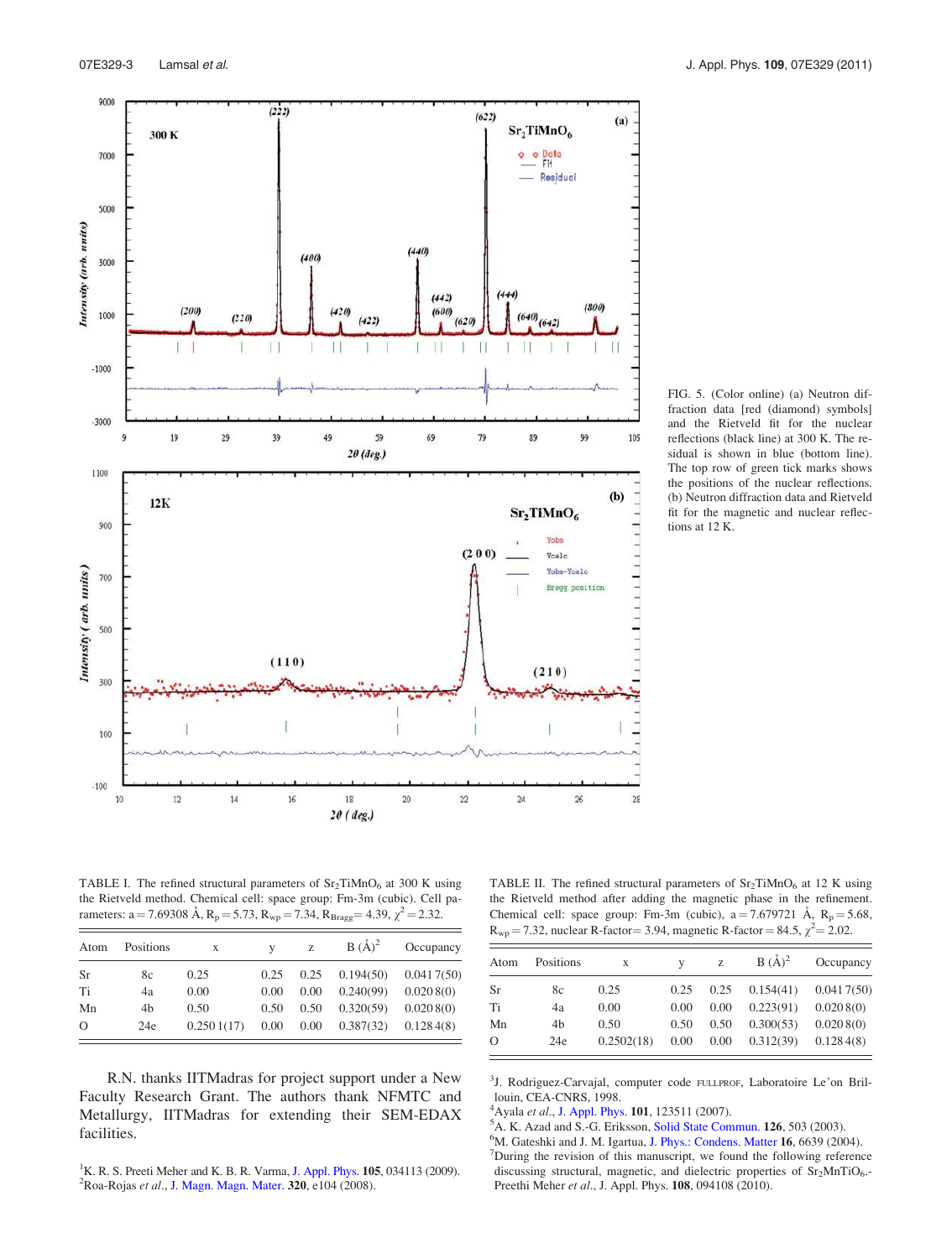300 K

$Sr_2TiMnO_6$

(a)

Data
Fit
Residual

(222) (622) (400) (440) (200) (220) (420) (422) (442) (600) (620) (444) (640) (642) (800)

Intensity (arb. units)

9000
7000
5000
3000
1000
-1000
-3000

9 19 29 39 49 59 69 79 89 99 105

2θ (deg.)

12K

$Sr_2TiMnO_6$

(b)

Yobs
Ycalc
Yobs-Ycalc
Bragg position

(2 0 0)

(1 1 0)

(2 1 0)

Intensity ( arb. units)

1100
900
700
500
300
100
-100

10 12 14 16 18 20 22 24 26 28

2θ ( deg.)

FIG. 5. (Color online) (a) Neutron diffraction data [red (diamond) symbols] and the Rietveld fit for the nuclear reflections (black line) at 300 K. The residual is shown in blue (bottom line). The top row of green tick marks shows the positions of the nuclear reflections. (b) Neutron diffraction data and Rietveld fit for the magnetic and nuclear reflections at 12 K.

TABLE I. The refined structural parameters of $Sr_2TiMnO_6$ at 300 K using the Rietveld method. Chemical cell: space group: Fm-3m (cubic). Cell parameters: a = 7.69308 Å, $R_p$ = 5.73, $R_{wp}$ = 7.34, $R_{Bragg}$ = 4.39, $\chi^2$ = 2.32.

| Atom | Positions | x | y | z | B (Å)$^2$ | Occupancy |
|---|---|---|---|---|---|---|
| Sr | 8c | 0.25 | 0.25 | 0.25 | 0.194(50) | 0.041 7(50) |
| Ti | 4a | 0.00 | 0.00 | 0.00 | 0.240(99) | 0.020 8(0) |
| Mn | 4b | 0.50 | 0.50 | 0.50 | 0.320(59) | 0.020 8(0) |
| O | 24e | 0.250 1(17) | 0.00 | 0.00 | 0.387(32) | 0.128 4(8) |

TABLE II. The refined structural parameters of $Sr_2TiMnO_6$ at 12 K using the Rietveld method after adding the magnetic phase in the refinement. Chemical cell: space group: Fm-3m (cubic), a = 7.679721 Å, $R_p$ = 5.68, $R_{wp}$ = 7.32, nuclear R-factor = 3.94, magnetic R-factor = 84.5, $\chi^2$ = 2.02.

| Atom | Positions | x | y | z | B (Å)$^2$ | Occupancy |
|---|---|---|---|---|---|---|
| Sr | 8c | 0.25 | 0.25 | 0.25 | 0.154(41) | 0.041 7(50) |
| Ti | 4a | 0.00 | 0.00 | 0.00 | 0.223(91) | 0.020 8(0) |
| Mn | 4b | 0.50 | 0.50 | 0.50 | 0.300(53) | 0.020 8(0) |
| O | 24e | 0.2502(18) | 0.00 | 0.00 | 0.312(39) | 0.128 4(8) |

R.N. thanks IITMadras for project support under a New Faculty Research Grant. The authors thank NFMTC and Metallurgy, IITMadras for extending their SEM-EDAX facilities.

[1]K. R. S. Preeti Meher and K. B. R. Varma, J. Appl. Phys. **105**, 034113 (2009).
[2]Roa-Rojas *et al*., J. Magn. Magn. Mater. **320**, e104 (2008).
[3]J. Rodriguez-Carvajal, computer code FULLPROF, Laboratoire Le'on Brillouin, CEA-CNRS, 1998.
[4]Ayala *et al*., J. Appl. Phys. **101**, 123511 (2007).
[5]A. K. Azad and S.-G. Eriksson, Solid State Commun. **126**, 503 (2003).
[6]M. Gateshki and J. M. Igartua, J. Phys.: Condens. Matter **16**, 6639 (2004).
[7]During the revision of this manuscript, we found the following reference discussing structural, magnetic, and dielectric properties of $Sr_2MnTiO_6$.-Preethi Meher *et al*., J. Appl. Phys. **108**, 094108 (2010).